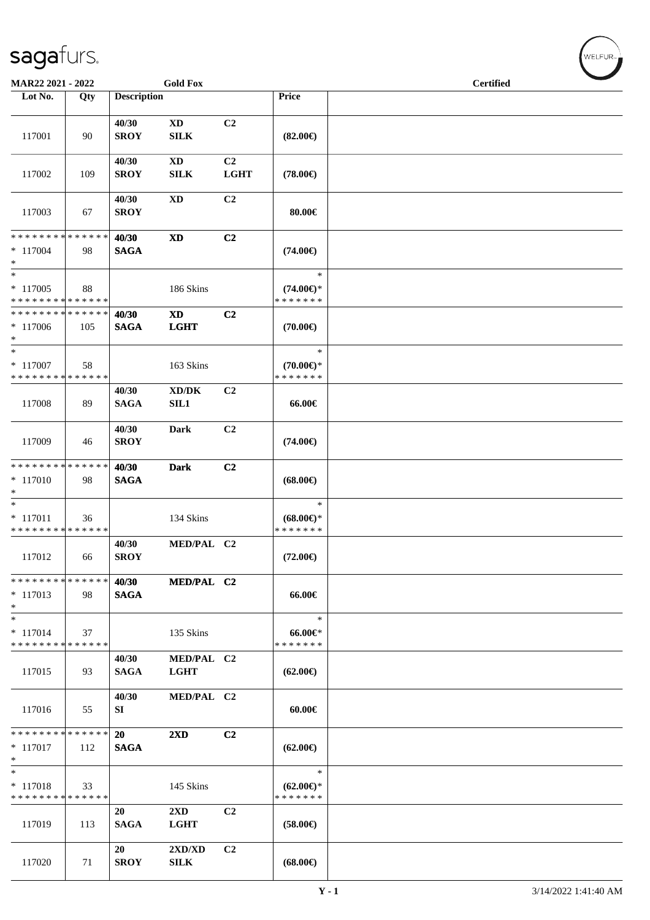sagafurs.

**MAR22 2021 - 2022** | **Gold Fox** | **Certified**

| Lot No. | Qty | Description | | | Price | |
|---|---|---|---|---|---|---|
| 117001 | 90 | 40/30<br>SROY | XD<br>SILK | C2 | (82.00€) | |
| 117002 | 109 | 40/30<br>SROY | XD<br>SILK | C2<br>LGHT | (78.00€) | |
| 117003 | 67 | 40/30<br>SROY | XD | C2 | 80.00€ | |
| * * * * * * * * * * * * * *<br>* 117004<br>* | 98 | 40/30<br>SAGA | XD | C2 | (74.00€) | |
| *<br>* 117005<br>* * * * * * * * * * * * * * | 88 | | 186 Skins | | *<br>(74.00€)*<br>* * * * * * * | |
| * * * * * * * * * * * * * *<br>* 117006<br>* | 105 | 40/30<br>SAGA | XD<br>LGHT | C2 | (70.00€) | |
| *<br>* 117007<br>* * * * * * * * * * * * * * | 58 | | 163 Skins | | *<br>(70.00€)*<br>* * * * * * * | |
| 117008 | 89 | 40/30<br>SAGA | XD/DK<br>SIL1 | C2 | 66.00€ | |
| 117009 | 46 | 40/30<br>SROY | Dark | C2 | (74.00€) | |
| * * * * * * * * * * * * * *<br>* 117010<br>* | 98 | 40/30<br>SAGA | Dark | C2 | (68.00€) | |
| *<br>* 117011<br>* * * * * * * * * * * * * * | 36 | | 134 Skins | | *<br>(68.00€)*<br>* * * * * * * | |
| 117012 | 66 | 40/30<br>SROY | MED/PAL | C2 | (72.00€) | |
| * * * * * * * * * * * * * *<br>* 117013<br>* | 98 | 40/30<br>SAGA | MED/PAL | C2 | 66.00€ | |
| *<br>* 117014<br>* * * * * * * * * * * * * * | 37 | | 135 Skins | | *<br>66.00€*<br>* * * * * * * | |
| 117015 | 93 | 40/30<br>SAGA | MED/PAL<br>LGHT | C2 | (62.00€) | |
| 117016 | 55 | 40/30<br>SI | MED/PAL | C2 | 60.00€ | |
| * * * * * * * * * * * * * *<br>* 117017<br>* | 112 | 20<br>SAGA | 2XD | C2 | (62.00€) | |
| *<br>* 117018<br>* * * * * * * * * * * * * * | 33 | | 145 Skins | | *<br>(62.00€)*<br>* * * * * * * | |
| 117019 | 113 | 20<br>SAGA | 2XD<br>LGHT | C2 | (58.00€) | |
| 117020 | 71 | 20<br>SROY | 2XD/XD<br>SILK | C2 | (68.00€) | |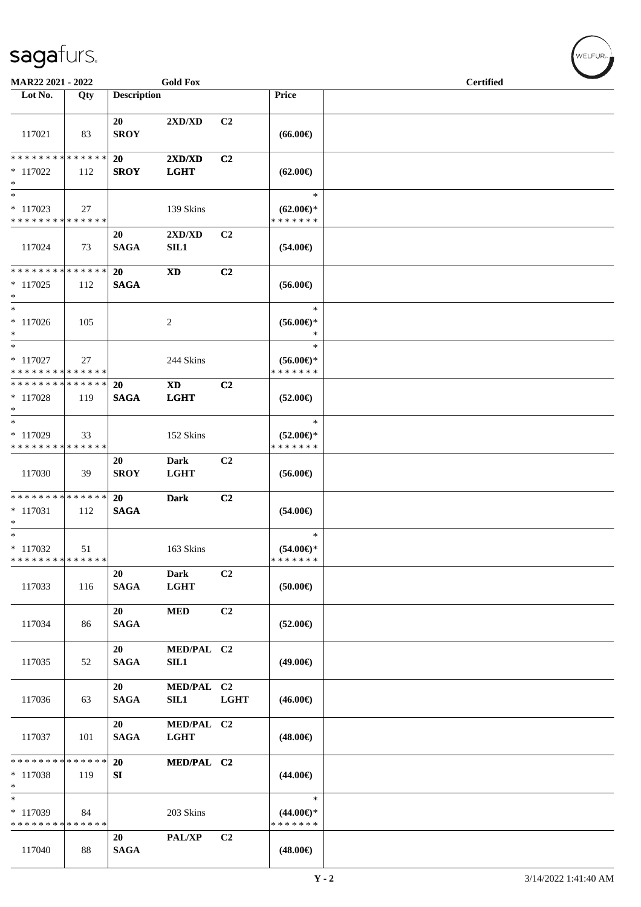MAR22 2021 - 2022 Gold Fox Certified

| Lot No. | Qty | Description | | | Price | |
|---|---|---|---|---|---|---|
| 117021 | 83 | 20 SROY | 2XD/XD | C2 | (66.00€) | |
| * * * * * * * * * * * * * * * 117022 * | 112 | 20 SROY | 2XD/XD LGHT | C2 | (62.00€) | |
| * * 117023 * * * * * * * * * * * * * * | 27 | | 139 Skins | | * (62.00€)* * * * * * * * | |
| 117024 | 73 | 20 SAGA | 2XD/XD SIL1 | C2 | (54.00€) | |
| * * * * * * * * * * * * * * * 117025 * | 112 | 20 SAGA | XD | C2 | (56.00€) | |
| * * 117026 * | 105 | | 2 | | * (56.00€)* * | |
| * * 117027 * * * * * * * * * * * * * * | 27 | | 244 Skins | | * (56.00€)* * * * * * * * | |
| * * * * * * * * * * * * * * * 117028 * | 119 | 20 SAGA | XD LGHT | C2 | (52.00€) | |
| * * 117029 * * * * * * * * * * * * * * | 33 | | 152 Skins | | * (52.00€)* * * * * * * * | |
| 117030 | 39 | 20 SROY | Dark LGHT | C2 | (56.00€) | |
| * * * * * * * * * * * * * * * 117031 * | 112 | 20 SAGA | Dark | C2 | (54.00€) | |
| * * 117032 * * * * * * * * * * * * * * | 51 | | 163 Skins | | * (54.00€)* * * * * * * * | |
| 117033 | 116 | 20 SAGA | Dark LGHT | C2 | (50.00€) | |
| 117034 | 86 | 20 SAGA | MED | C2 | (52.00€) | |
| 117035 | 52 | 20 SAGA | MED/PAL SIL1 | C2 | (49.00€) | |
| 117036 | 63 | 20 SAGA | MED/PAL SIL1 | C2 LGHT | (46.00€) | |
| 117037 | 101 | 20 SAGA | MED/PAL LGHT | C2 | (48.00€) | |
| * * * * * * * * * * * * * * * 117038 * | 119 | 20 SI | MED/PAL | C2 | (44.00€) | |
| * * 117039 * * * * * * * * * * * * * * | 84 | | 203 Skins | | * (44.00€)* * * * * * * * | |
| 117040 | 88 | 20 SAGA | PAL/XP | C2 | (48.00€) | |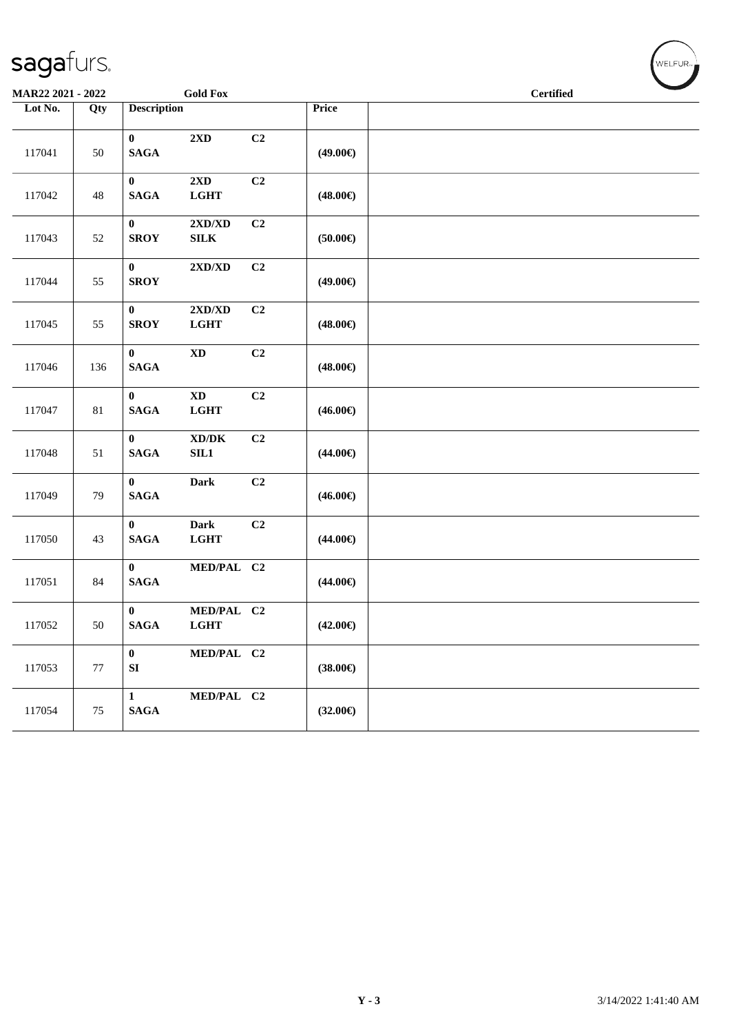**MAR22 2021 - 2022** **Gold Fox** **Certified**

| Lot No. | Qty | Description | | | Price | |
|---|---|---|---|---|---|---|
| 117041 | 50 | 0 SAGA | 2XD | C2 | (49.00€) | |
| 117042 | 48 | 0 SAGA | 2XD LGHT | C2 | (48.00€) | |
| 117043 | 52 | 0 SROY | 2XD/XD SILK | C2 | (50.00€) | |
| 117044 | 55 | 0 SROY | 2XD/XD | C2 | (49.00€) | |
| 117045 | 55 | 0 SROY | 2XD/XD LGHT | C2 | (48.00€) | |
| 117046 | 136 | 0 SAGA | XD | C2 | (48.00€) | |
| 117047 | 81 | 0 SAGA | XD LGHT | C2 | (46.00€) | |
| 117048 | 51 | 0 SAGA | XD/DK SIL1 | C2 | (44.00€) | |
| 117049 | 79 | 0 SAGA | Dark | C2 | (46.00€) | |
| 117050 | 43 | 0 SAGA | Dark LGHT | C2 | (44.00€) | |
| 117051 | 84 | 0 SAGA | MED/PAL | C2 | (44.00€) | |
| 117052 | 50 | 0 SAGA | MED/PAL LGHT | C2 | (42.00€) | |
| 117053 | 77 | 0 SI | MED/PAL | C2 | (38.00€) | |
| 117054 | 75 | 1 SAGA | MED/PAL | C2 | (32.00€) | |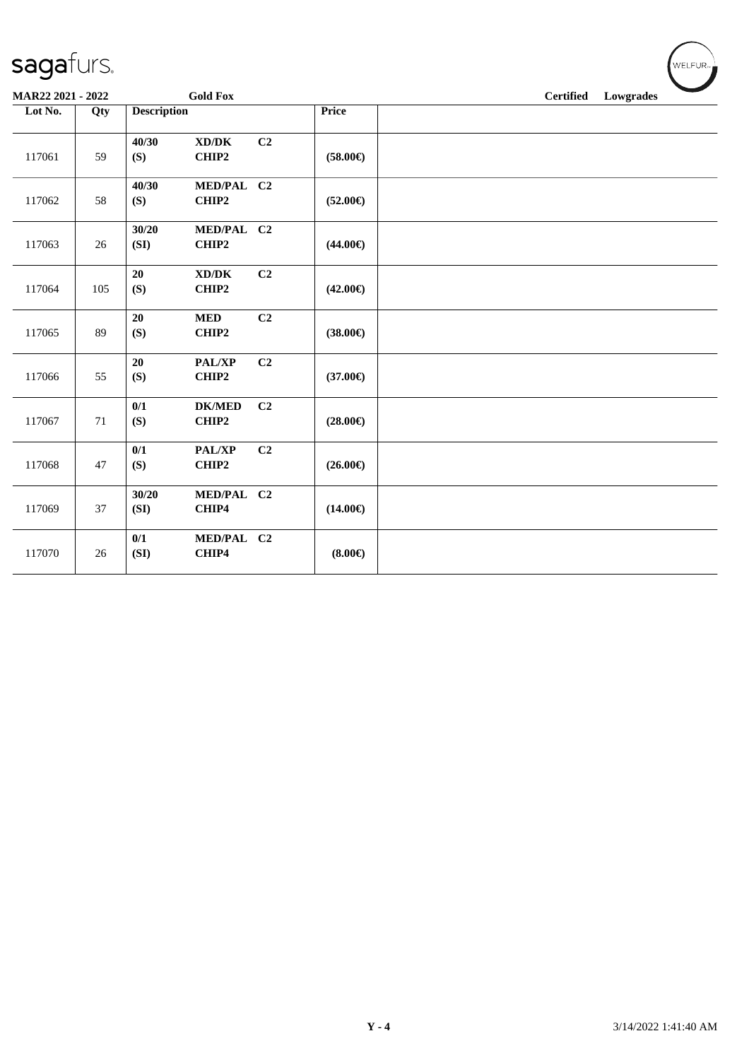**MAR22 2021 - 2022** **Gold Fox** **Certified** **Lowgrades**

| Lot No. | Qty | Description | | | Price | |
|---|---|---|---|---|---|---|
| 117061 | 59 | 40/30 (S) | XD/DK CHIP2 | C2 | (58.00€) | |
| 117062 | 58 | 40/30 (S) | MED/PAL CHIP2 | C2 | (52.00€) | |
| 117063 | 26 | 30/20 (SI) | MED/PAL CHIP2 | C2 | (44.00€) | |
| 117064 | 105 | 20 (S) | XD/DK CHIP2 | C2 | (42.00€) | |
| 117065 | 89 | 20 (S) | MED CHIP2 | C2 | (38.00€) | |
| 117066 | 55 | 20 (S) | PAL/XP CHIP2 | C2 | (37.00€) | |
| 117067 | 71 | 0/1 (S) | DK/MED CHIP2 | C2 | (28.00€) | |
| 117068 | 47 | 0/1 (S) | PAL/XP CHIP2 | C2 | (26.00€) | |
| 117069 | 37 | 30/20 (SI) | MED/PAL CHIP4 | C2 | (14.00€) | |
| 117070 | 26 | 0/1 (SI) | MED/PAL CHIP4 | C2 | (8.00€) | |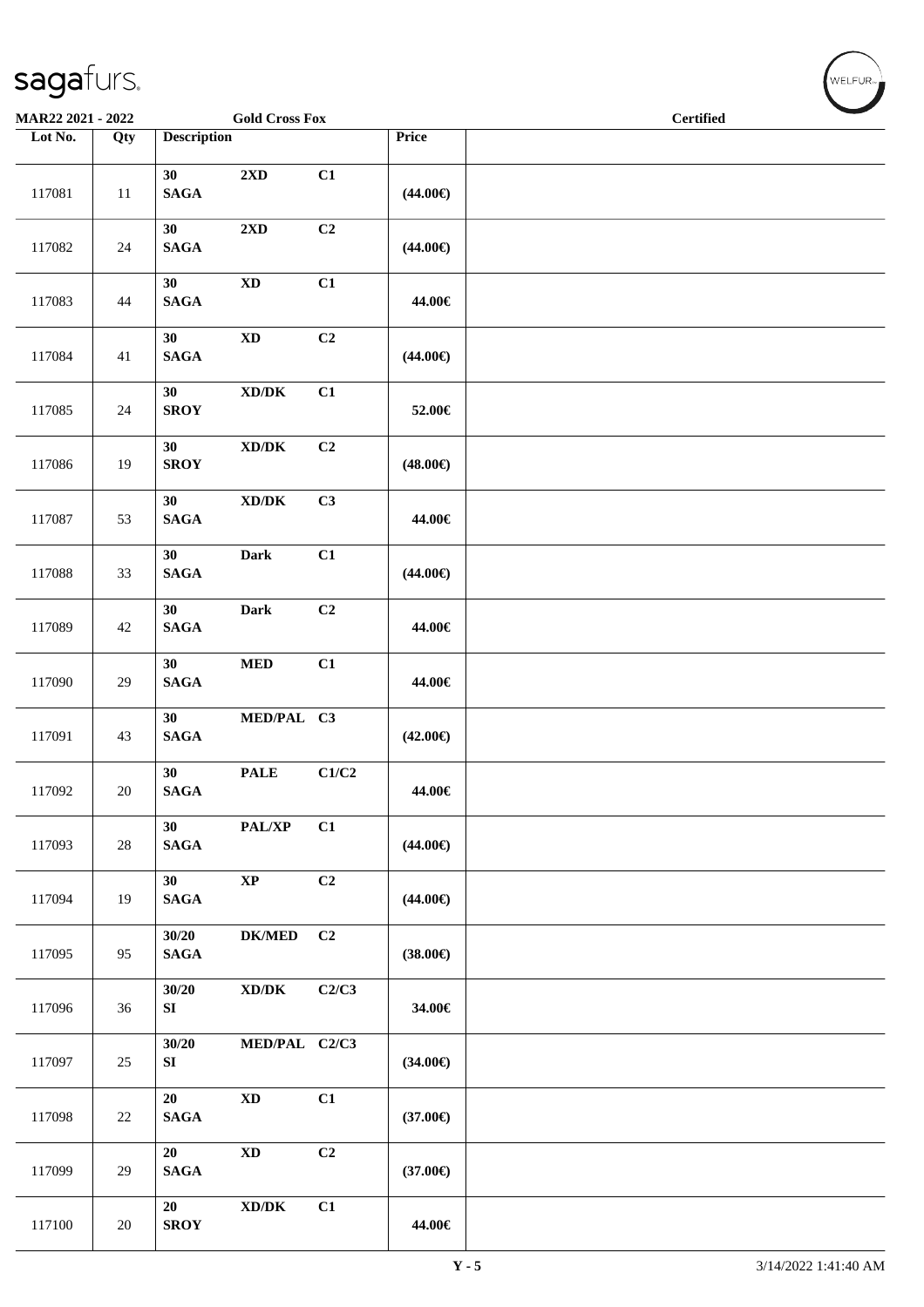| Lot No. | Qty | Description | | | Price | |
|---|---|---|---|---|---|---|
| 117081 | 11 | 30 SAGA | 2XD | C1 | (44.00€) | |
| 117082 | 24 | 30 SAGA | 2XD | C2 | (44.00€) | |
| 117083 | 44 | 30 SAGA | XD | C1 | 44.00€ | |
| 117084 | 41 | 30 SAGA | XD | C2 | (44.00€) | |
| 117085 | 24 | 30 SROY | XD/DK | C1 | 52.00€ | |
| 117086 | 19 | 30 SROY | XD/DK | C2 | (48.00€) | |
| 117087 | 53 | 30 SAGA | XD/DK | C3 | 44.00€ | |
| 117088 | 33 | 30 SAGA | Dark | C1 | (44.00€) | |
| 117089 | 42 | 30 SAGA | Dark | C2 | 44.00€ | |
| 117090 | 29 | 30 SAGA | MED | C1 | 44.00€ | |
| 117091 | 43 | 30 SAGA | MED/PAL | C3 | (42.00€) | |
| 117092 | 20 | 30 SAGA | PALE | C1/C2 | 44.00€ | |
| 117093 | 28 | 30 SAGA | PAL/XP | C1 | (44.00€) | |
| 117094 | 19 | 30 SAGA | XP | C2 | (44.00€) | |
| 117095 | 95 | 30/20 SAGA | DK/MED | C2 | (38.00€) | |
| 117096 | 36 | 30/20 SI | XD/DK | C2/C3 | 34.00€ | |
| 117097 | 25 | 30/20 SI | MED/PAL | C2/C3 | (34.00€) | |
| 117098 | 22 | 20 SAGA | XD | C1 | (37.00€) | |
| 117099 | 29 | 20 SAGA | XD | C2 | (37.00€) | |
| 117100 | 20 | 20 SROY | XD/DK | C1 | 44.00€ | |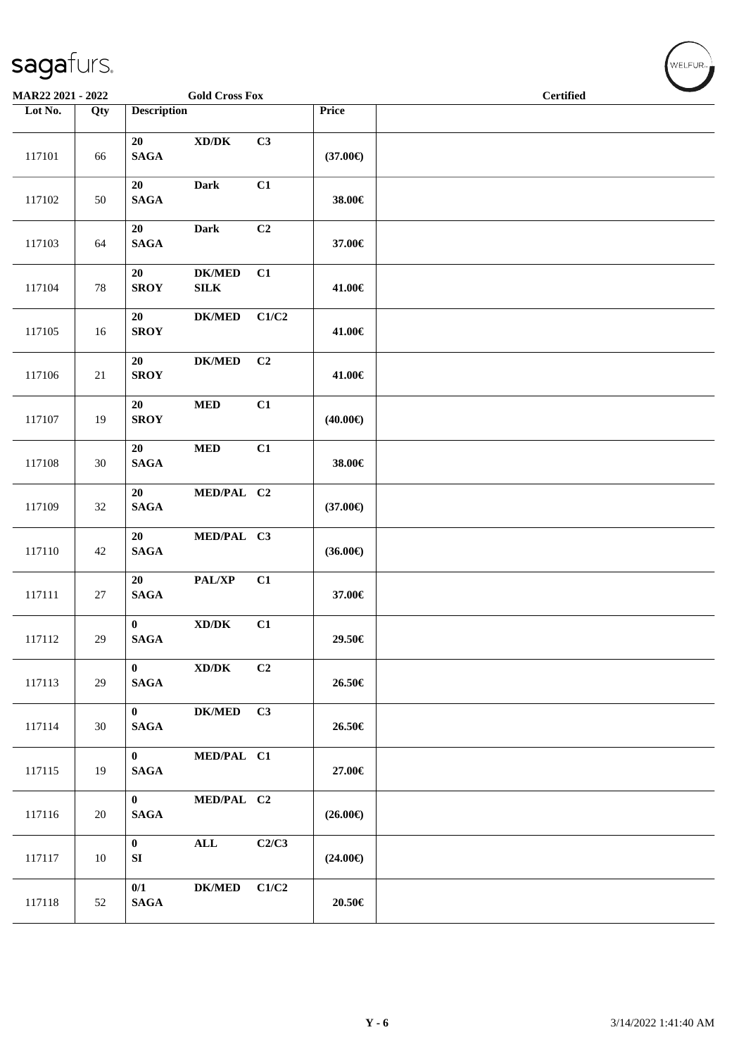**MAR22 2021 - 2022** **Gold Cross Fox** **Certified**

| Lot No. | Qty | Description | | | Price | |
|---|---|---|---|---|---|---|
| 117101 | 66 | 20 SAGA | XD/DK | C3 | (37.00€) | |
| 117102 | 50 | 20 SAGA | Dark | C1 | 38.00€ | |
| 117103 | 64 | 20 SAGA | Dark | C2 | 37.00€ | |
| 117104 | 78 | 20 SROY | DK/MED SILK | C1 | 41.00€ | |
| 117105 | 16 | 20 SROY | DK/MED | C1/C2 | 41.00€ | |
| 117106 | 21 | 20 SROY | DK/MED | C2 | 41.00€ | |
| 117107 | 19 | 20 SROY | MED | C1 | (40.00€) | |
| 117108 | 30 | 20 SAGA | MED | C1 | 38.00€ | |
| 117109 | 32 | 20 SAGA | MED/PAL | C2 | (37.00€) | |
| 117110 | 42 | 20 SAGA | MED/PAL | C3 | (36.00€) | |
| 117111 | 27 | 20 SAGA | PAL/XP | C1 | 37.00€ | |
| 117112 | 29 | 0 SAGA | XD/DK | C1 | 29.50€ | |
| 117113 | 29 | 0 SAGA | XD/DK | C2 | 26.50€ | |
| 117114 | 30 | 0 SAGA | DK/MED | C3 | 26.50€ | |
| 117115 | 19 | 0 SAGA | MED/PAL | C1 | 27.00€ | |
| 117116 | 20 | 0 SAGA | MED/PAL | C2 | (26.00€) | |
| 117117 | 10 | 0 SI | ALL | C2/C3 | (24.00€) | |
| 117118 | 52 | 0/1 SAGA | DK/MED | C1/C2 | 20.50€ | |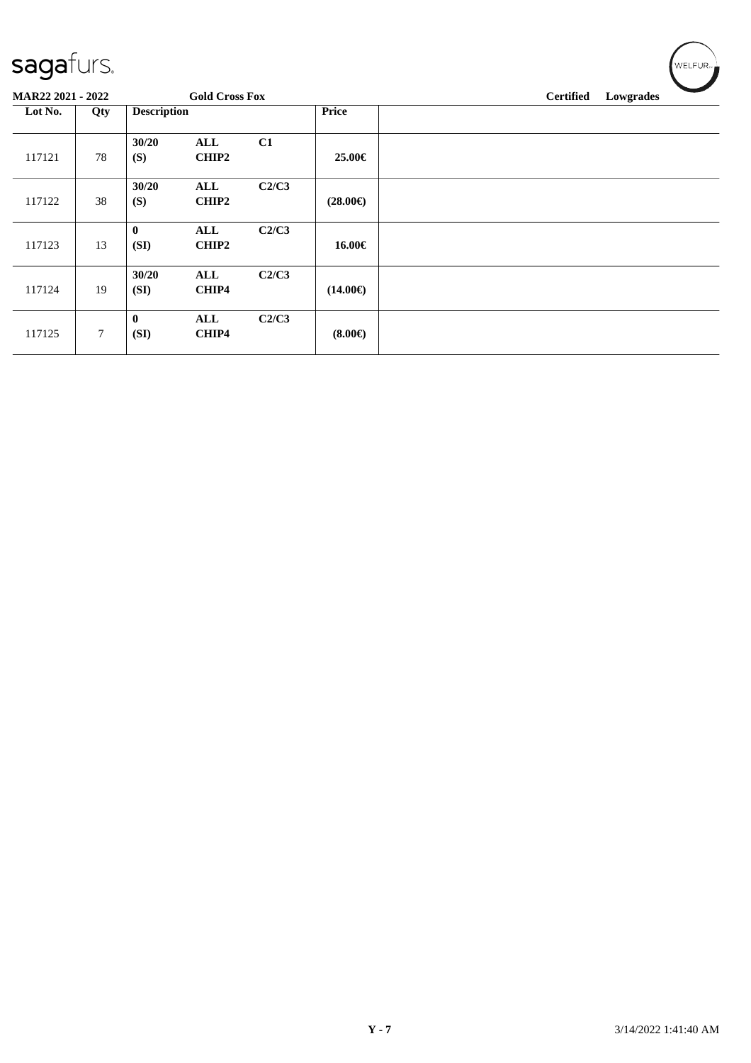**MAR22 2021 - 2022** **Gold Cross Fox** **Certified** **Lowgrades**

| Lot No. | Qty | Description | | | Price |
|---|---|---|---|---|---|
| 117121 | 78 | 30/20 (S) | ALL CHIP2 | C1 | 25.00€ |
| 117122 | 38 | 30/20 (S) | ALL CHIP2 | C2/C3 | (28.00€) |
| 117123 | 13 | 0 (SI) | ALL CHIP2 | C2/C3 | 16.00€ |
| 117124 | 19 | 30/20 (SI) | ALL CHIP4 | C2/C3 | (14.00€) |
| 117125 | 7 | 0 (SI) | ALL CHIP4 | C2/C3 | (8.00€) |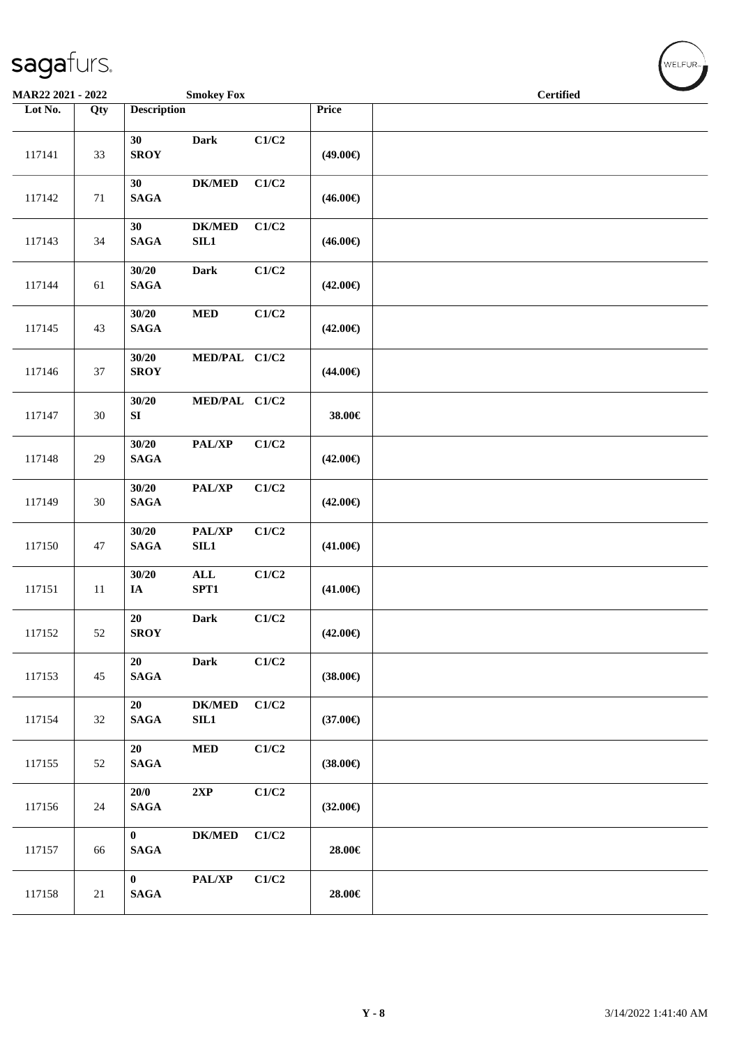MAR22 2021 - 2022 Smokey Fox Certified

| Lot No. | Qty | Description | | | Price | |
|---|---|---|---|---|---|---|
| 117141 | 33 | 30 SROY | Dark | C1/C2 | (49.00€) | |
| 117142 | 71 | 30 SAGA | DK/MED | C1/C2 | (46.00€) | |
| 117143 | 34 | 30 SAGA | DK/MED SIL1 | C1/C2 | (46.00€) | |
| 117144 | 61 | 30/20 SAGA | Dark | C1/C2 | (42.00€) | |
| 117145 | 43 | 30/20 SAGA | MED | C1/C2 | (42.00€) | |
| 117146 | 37 | 30/20 SROY | MED/PAL | C1/C2 | (44.00€) | |
| 117147 | 30 | 30/20 SI | MED/PAL | C1/C2 | 38.00€ | |
| 117148 | 29 | 30/20 SAGA | PAL/XP | C1/C2 | (42.00€) | |
| 117149 | 30 | 30/20 SAGA | PAL/XP | C1/C2 | (42.00€) | |
| 117150 | 47 | 30/20 SAGA | PAL/XP SIL1 | C1/C2 | (41.00€) | |
| 117151 | 11 | 30/20 IA | ALL SPT1 | C1/C2 | (41.00€) | |
| 117152 | 52 | 20 SROY | Dark | C1/C2 | (42.00€) | |
| 117153 | 45 | 20 SAGA | Dark | C1/C2 | (38.00€) | |
| 117154 | 32 | 20 SAGA | DK/MED SIL1 | C1/C2 | (37.00€) | |
| 117155 | 52 | 20 SAGA | MED | C1/C2 | (38.00€) | |
| 117156 | 24 | 20/0 SAGA | 2XP | C1/C2 | (32.00€) | |
| 117157 | 66 | 0 SAGA | DK/MED | C1/C2 | 28.00€ | |
| 117158 | 21 | 0 SAGA | PAL/XP | C1/C2 | 28.00€ | |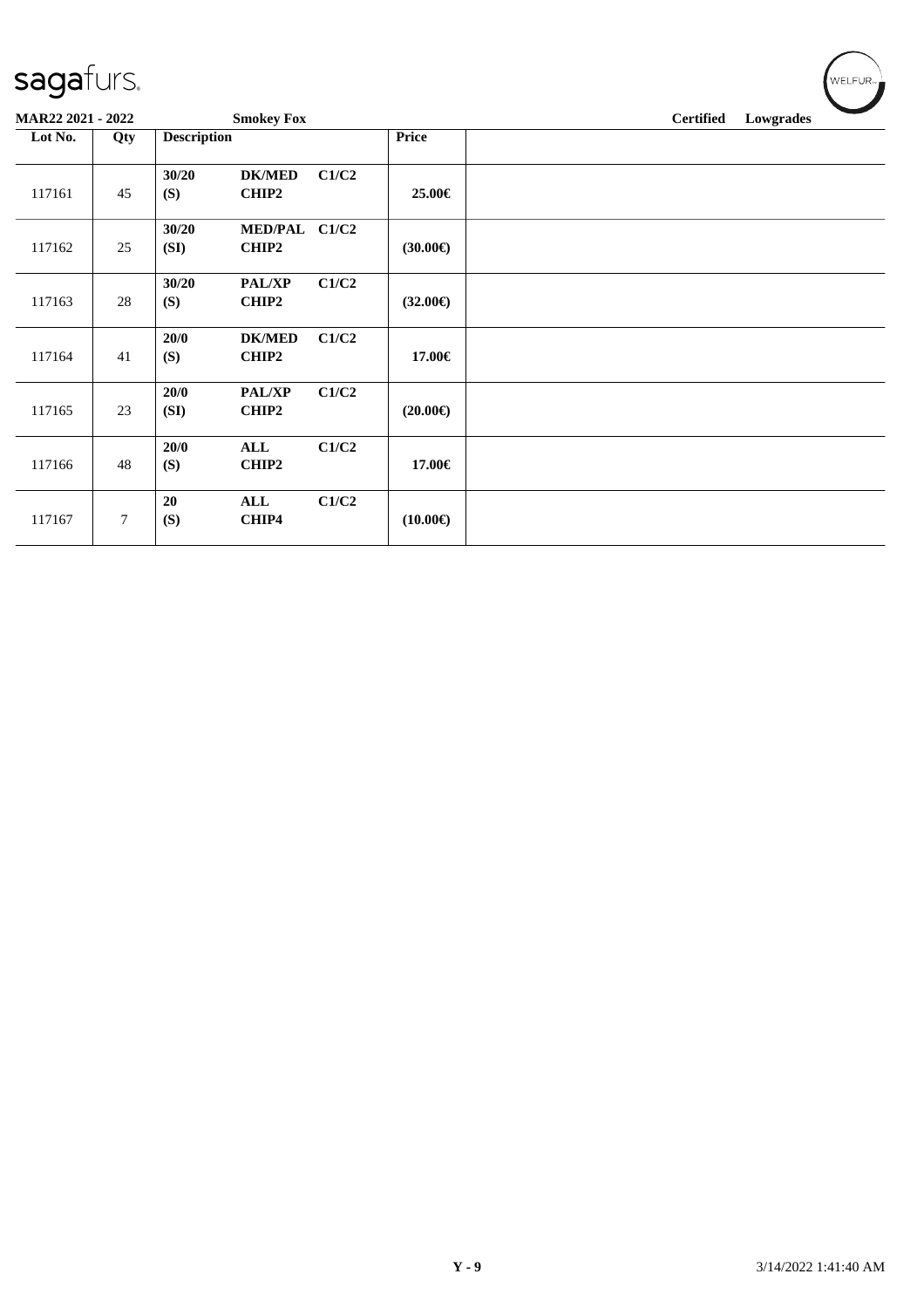MAR22 2021 - 2022 **Smokey Fox** **Certified Lowgrades**

| Lot No. | Qty | Description | | | Price | |
|---|---|---|---|---|---|---|
| 117161 | 45 | **30/20 (S)** | **DK/MED CHIP2** | **C1/C2** | **25.00€** | |
| 117162 | 25 | **30/20 (SI)** | **MED/PAL CHIP2** | **C1/C2** | **(30.00€)** | |
| 117163 | 28 | **30/20 (S)** | **PAL/XP CHIP2** | **C1/C2** | **(32.00€)** | |
| 117164 | 41 | **20/0 (S)** | **DK/MED CHIP2** | **C1/C2** | **17.00€** | |
| 117165 | 23 | **20/0 (SI)** | **PAL/XP CHIP2** | **C1/C2** | **(20.00€)** | |
| 117166 | 48 | **20/0 (S)** | **ALL CHIP2** | **C1/C2** | **17.00€** | |
| 117167 | 7 | **20 (S)** | **ALL CHIP4** | **C1/C2** | **(10.00€)** | |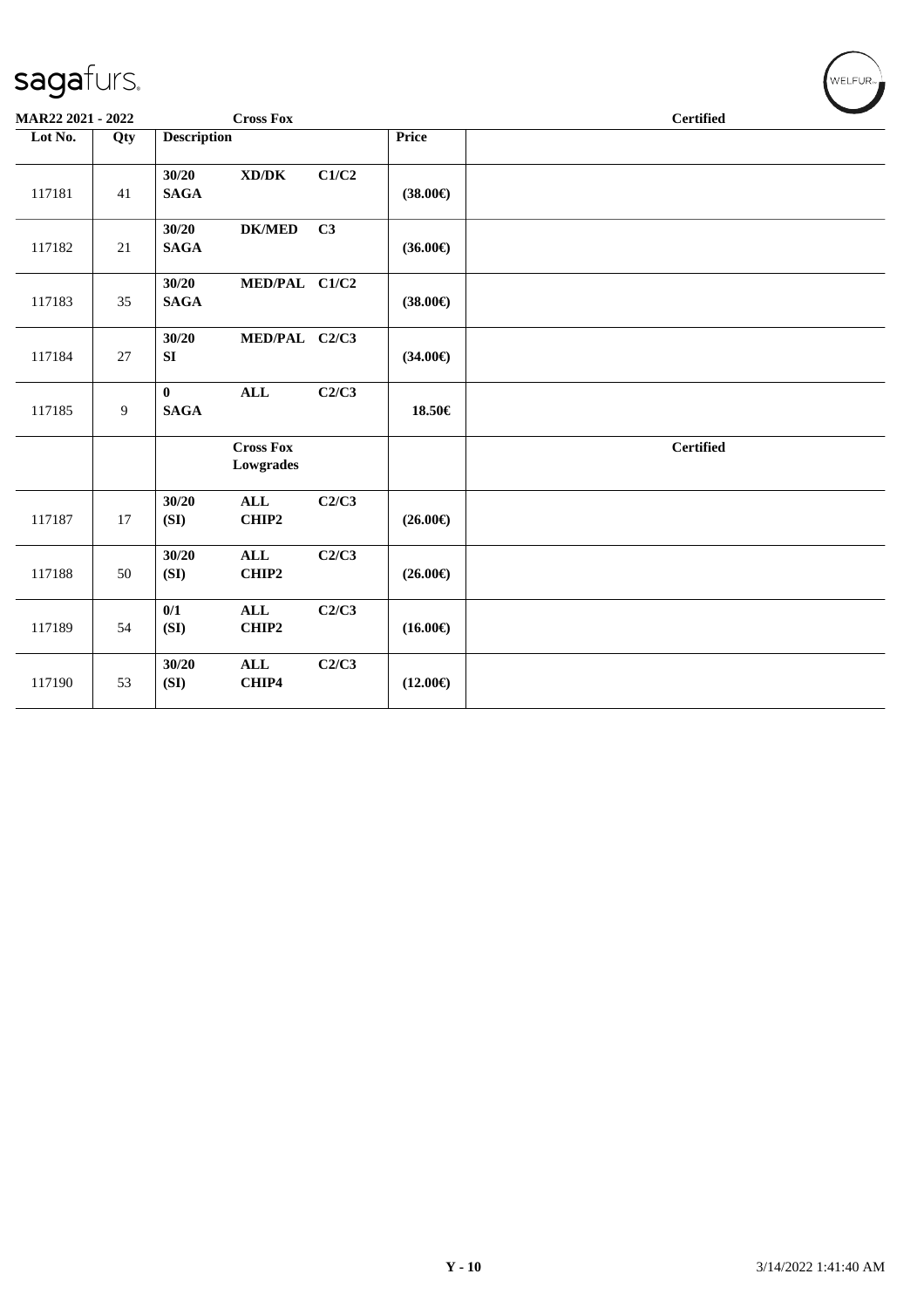| Lot No. | Qty | Description | | | Price | |
|---|---|---|---|---|---|---|
| 117181 | 41 | 30/20 SAGA | XD/DK | C1/C2 | (38.00€) | |
| 117182 | 21 | 30/20 SAGA | DK/MED | C3 | (36.00€) | |
| 117183 | 35 | 30/20 SAGA | MED/PAL | C1/C2 | (38.00€) | |
| 117184 | 27 | 30/20 SI | MED/PAL | C2/C3 | (34.00€) | |
| 117185 | 9 | 0 SAGA | ALL | C2/C3 | 18.50€ | |
| | | | **Cross Fox Lowgrades** | | | **Certified** |
| 117187 | 17 | 30/20 (SI) | ALL CHIP2 | C2/C3 | (26.00€) | |
| 117188 | 50 | 30/20 (SI) | ALL CHIP2 | C2/C3 | (26.00€) | |
| 117189 | 54 | 0/1 (SI) | ALL CHIP2 | C2/C3 | (16.00€) | |
| 117190 | 53 | 30/20 (SI) | ALL CHIP4 | C2/C3 | (12.00€) | |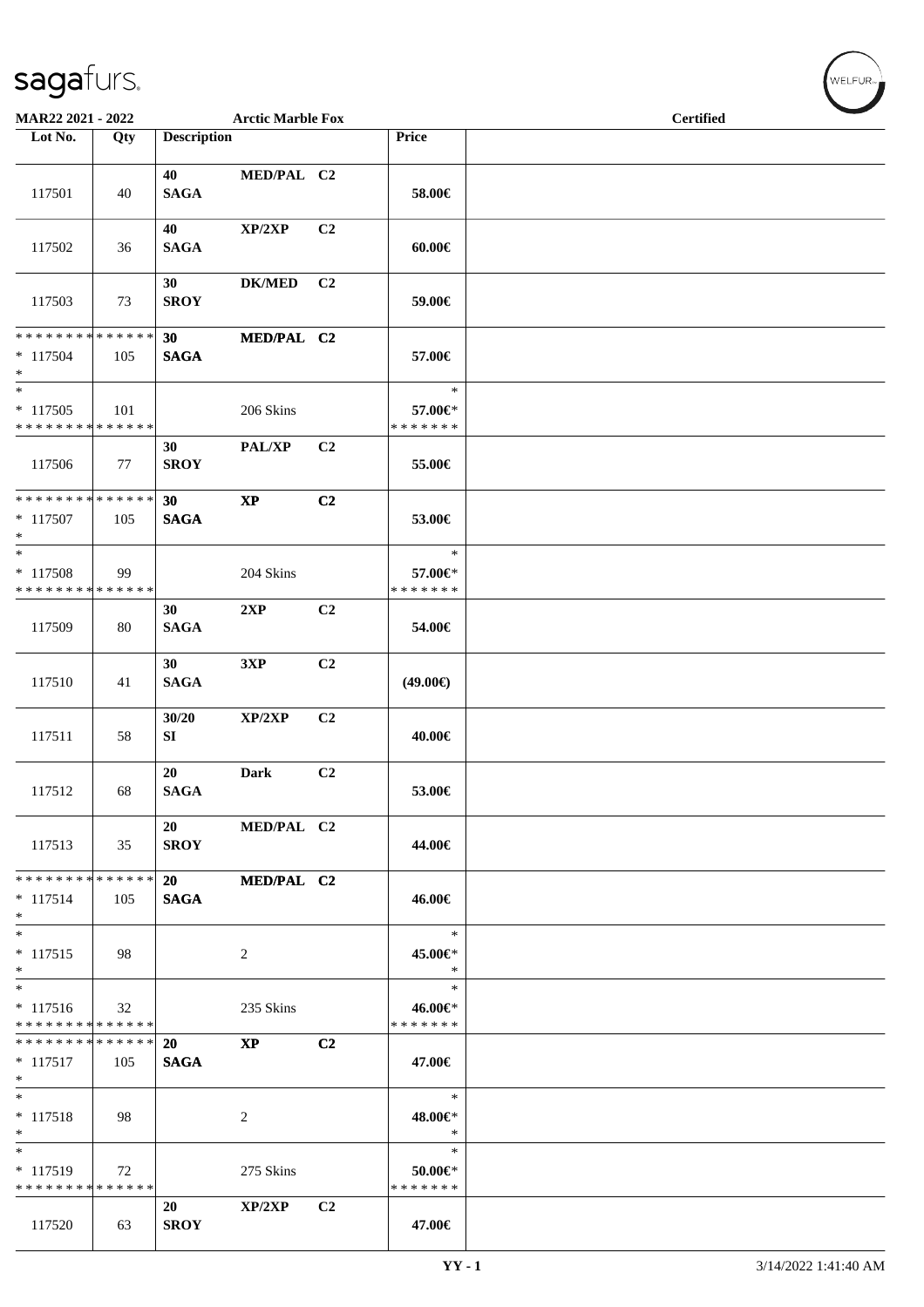MAR22 2021 - 2022 — Arctic Marble Fox — Certified

| Lot No. | Qty | Description | | | Price | |
|---|---|---|---|---|---|---|
| 117501 | 40 | 40 SAGA | MED/PAL | C2 | 58.00€ | |
| 117502 | 36 | 40 SAGA | XP/2XP | C2 | 60.00€ | |
| 117503 | 73 | 30 SROY | DK/MED | C2 | 59.00€ | |
| * * * * * * * * * * * * * * * 117504 * | 105 | 30 SAGA | MED/PAL | C2 | 57.00€ | |
| * * 117505 * * * * * * * * * * * * * * | 101 | | 206 Skins | | * 57.00€* * * * * * * * | |
| 117506 | 77 | 30 SROY | PAL/XP | C2 | 55.00€ | |
| * * * * * * * * * * * * * * * 117507 * | 105 | 30 SAGA | XP | C2 | 53.00€ | |
| * * 117508 * * * * * * * * * * * * * * | 99 | | 204 Skins | | * 57.00€* * * * * * * * | |
| 117509 | 80 | 30 SAGA | 2XP | C2 | 54.00€ | |
| 117510 | 41 | 30 SAGA | 3XP | C2 | (49.00€) | |
| 117511 | 58 | 30/20 SI | XP/2XP | C2 | 40.00€ | |
| 117512 | 68 | 20 SAGA | Dark | C2 | 53.00€ | |
| 117513 | 35 | 20 SROY | MED/PAL | C2 | 44.00€ | |
| * * * * * * * * * * * * * * * 117514 * | 105 | 20 SAGA | MED/PAL | C2 | 46.00€ | |
| * * 117515 * | 98 | | 2 | | * 45.00€* * | |
| * * 117516 * * * * * * * * * * * * * * | 32 | | 235 Skins | | * 46.00€* * * * * * * * | |
| * * * * * * * * * * * * * * * 117517 * | 105 | 20 SAGA | XP | C2 | 47.00€ | |
| * * 117518 * | 98 | | 2 | | * 48.00€* * | |
| * * 117519 * * * * * * * * * * * * * * | 72 | | 275 Skins | | * 50.00€* * * * * * * * | |
| 117520 | 63 | 20 SROY | XP/2XP | C2 | 47.00€ | |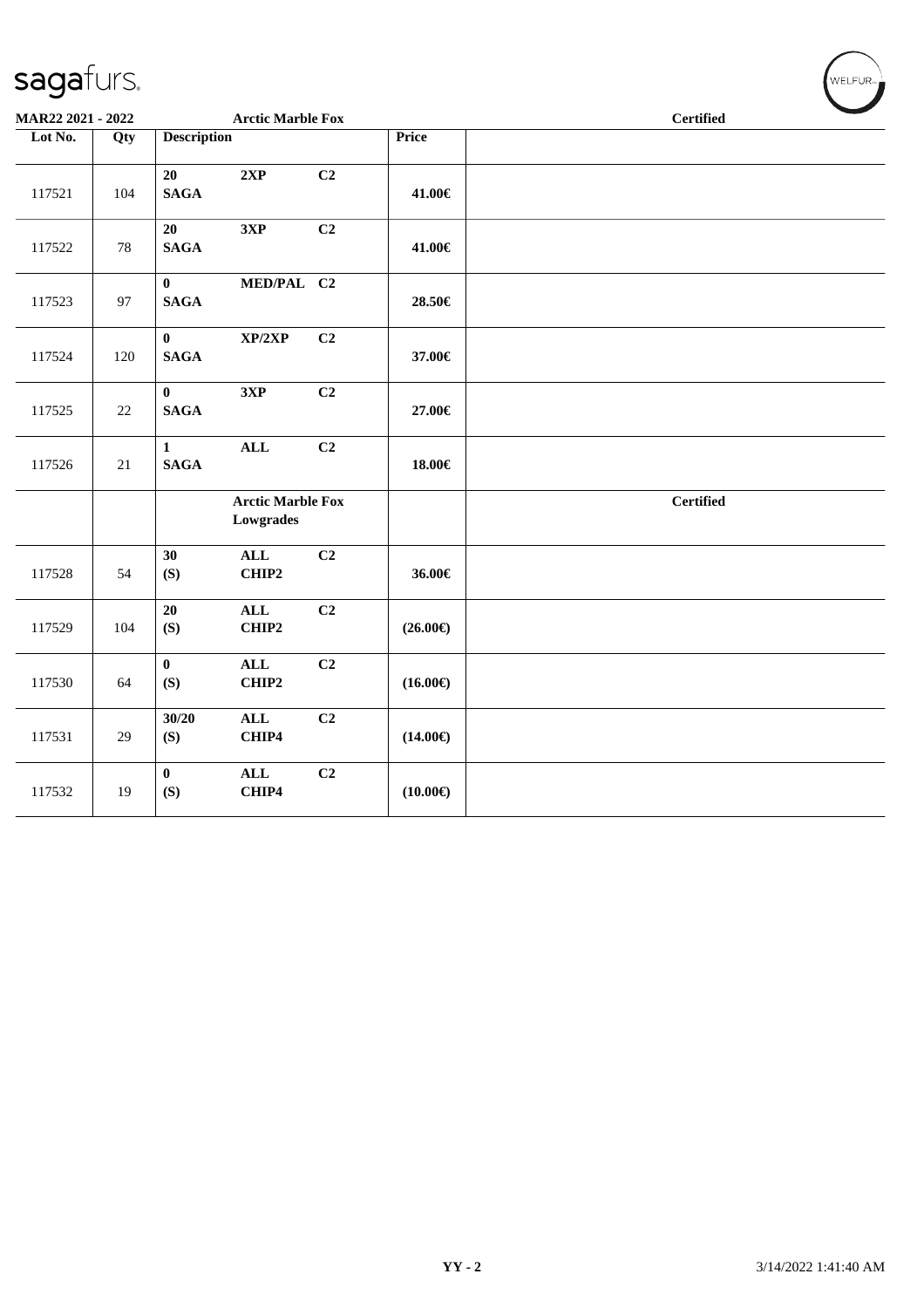| Lot No. | Qty | Description | | | Price | Certified |
|---|---|---|---|---|---|---|
| 117521 | 104 | 20 SAGA | 2XP | C2 | 41.00€ | |
| 117522 | 78 | 20 SAGA | 3XP | C2 | 41.00€ | |
| 117523 | 97 | 0 SAGA | MED/PAL | C2 | 28.50€ | |
| 117524 | 120 | 0 SAGA | XP/2XP | C2 | 37.00€ | |
| 117525 | 22 | 0 SAGA | 3XP | C2 | 27.00€ | |
| 117526 | 21 | 1 SAGA | ALL | C2 | 18.00€ | |
| | | | **Arctic Marble Fox Lowgrades** | | | **Certified** |
| 117528 | 54 | 30 (S) | ALL CHIP2 | C2 | 36.00€ | |
| 117529 | 104 | 20 (S) | ALL CHIP2 | C2 | (26.00€) | |
| 117530 | 64 | 0 (S) | ALL CHIP2 | C2 | (16.00€) | |
| 117531 | 29 | 30/20 (S) | ALL CHIP4 | C2 | (14.00€) | |
| 117532 | 19 | 0 (S) | ALL CHIP4 | C2 | (10.00€) | |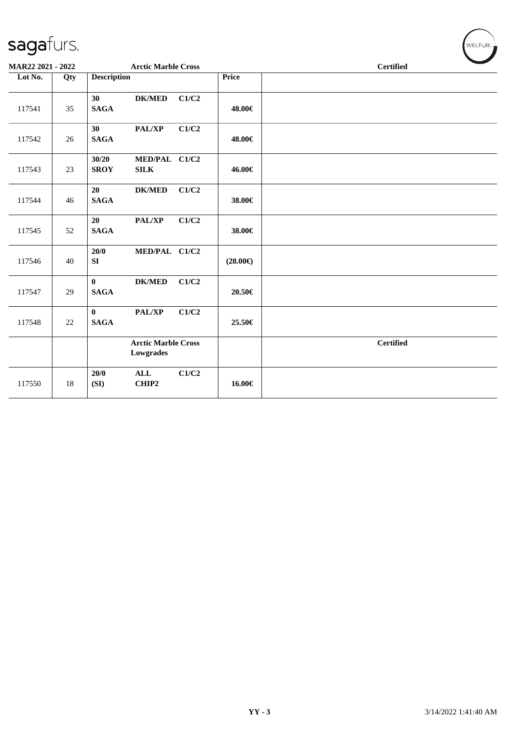**MAR22 2021 - 2022** **Arctic Marble Cross** **Certified**

| Lot No. | Qty | Description | Price | |
|---|---|---|---|---|
| 117541 | 35 | **30** **DK/MED** **C1/C2** **SAGA** | **48.00€** | |
| 117542 | 26 | **30** **PAL/XP** **C1/C2** **SAGA** | **48.00€** | |
| 117543 | 23 | **30/20** **MED/PAL** **C1/C2** **SROY** **SILK** | **46.00€** | |
| 117544 | 46 | **20** **DK/MED** **C1/C2** **SAGA** | **38.00€** | |
| 117545 | 52 | **20** **PAL/XP** **C1/C2** **SAGA** | **38.00€** | |
| 117546 | 40 | **20/0** **MED/PAL** **C1/C2** **SI** | **(28.00€)** | |
| 117547 | 29 | **0** **DK/MED** **C1/C2** **SAGA** | **20.50€** | |
| 117548 | 22 | **0** **PAL/XP** **C1/C2** **SAGA** | **25.50€** | |
| | | **Arctic Marble Cross Lowgrades** | | **Certified** |
| 117550 | 18 | **20/0** **ALL** **C1/C2** **(SI)** **CHIP2** | **16.00€** | |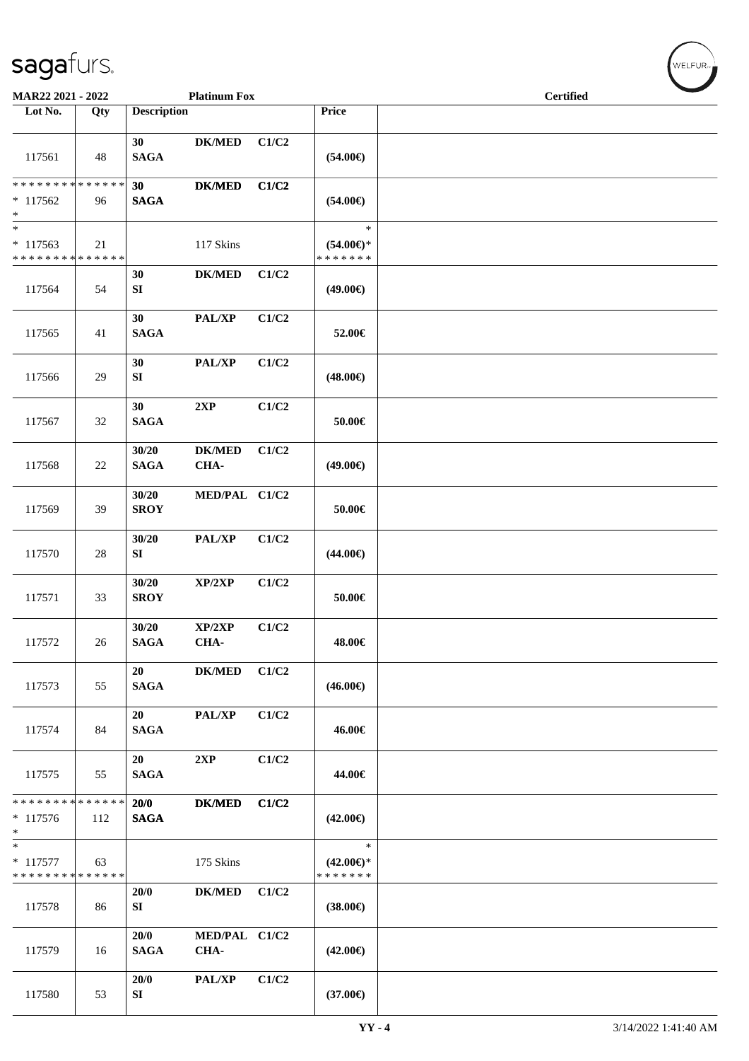MAR22 2021 - 2022 — Platinum Fox — Certified

| Lot No. | Qty | Description | | | Price | |
|---|---|---|---|---|---|---|
| 117561 | 48 | 30 SAGA | DK/MED | C1/C2 | (54.00€) | |
| * * * * * * * * * * * * * * * 117562 * | 96 | 30 SAGA | DK/MED | C1/C2 | (54.00€) | |
| * * 117563 * * * * * * * * * * * * * * | 21 | | 117 Skins | | * (54.00€)* * * * * * * * | |
| 117564 | 54 | 30 SI | DK/MED | C1/C2 | (49.00€) | |
| 117565 | 41 | 30 SAGA | PAL/XP | C1/C2 | 52.00€ | |
| 117566 | 29 | 30 SI | PAL/XP | C1/C2 | (48.00€) | |
| 117567 | 32 | 30 SAGA | 2XP | C1/C2 | 50.00€ | |
| 117568 | 22 | 30/20 SAGA | DK/MED CHA- | C1/C2 | (49.00€) | |
| 117569 | 39 | 30/20 SROY | MED/PAL | C1/C2 | 50.00€ | |
| 117570 | 28 | 30/20 SI | PAL/XP | C1/C2 | (44.00€) | |
| 117571 | 33 | 30/20 SROY | XP/2XP | C1/C2 | 50.00€ | |
| 117572 | 26 | 30/20 SAGA | XP/2XP CHA- | C1/C2 | 48.00€ | |
| 117573 | 55 | 20 SAGA | DK/MED | C1/C2 | (46.00€) | |
| 117574 | 84 | 20 SAGA | PAL/XP | C1/C2 | 46.00€ | |
| 117575 | 55 | 20 SAGA | 2XP | C1/C2 | 44.00€ | |
| * * * * * * * * * * * * * * * 117576 * | 112 | 20/0 SAGA | DK/MED | C1/C2 | (42.00€) | |
| * * 117577 * * * * * * * * * * * * * * | 63 | | 175 Skins | | * (42.00€)* * * * * * * * | |
| 117578 | 86 | 20/0 SI | DK/MED | C1/C2 | (38.00€) | |
| 117579 | 16 | 20/0 SAGA | MED/PAL CHA- | C1/C2 | (42.00€) | |
| 117580 | 53 | 20/0 SI | PAL/XP | C1/C2 | (37.00€) | |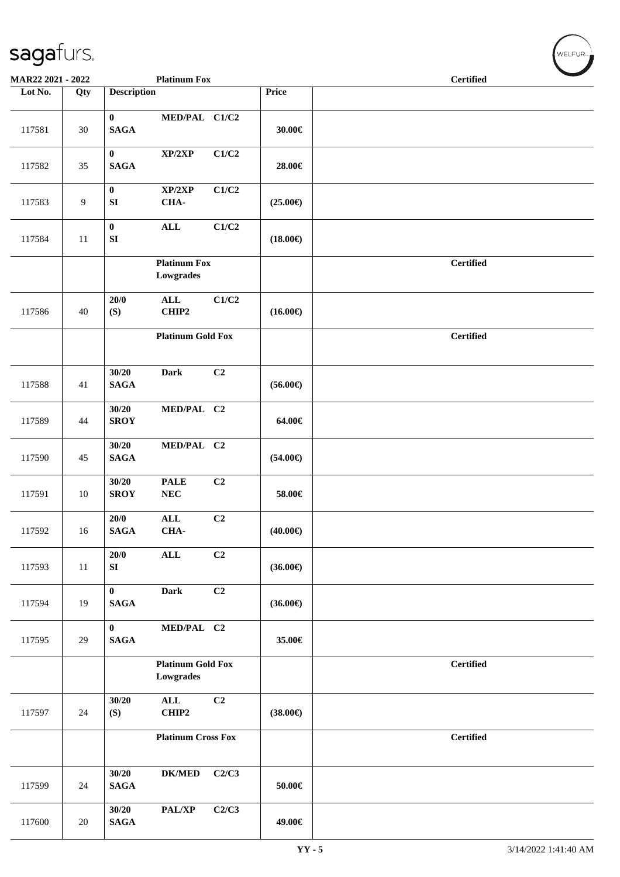| Lot No. | Qty | Description | Price | |
|---|---|---|---|---|
| 117581 | 30 | **0** **MED/PAL C1/C2** **SAGA** | **30.00€** | |
| 117582 | 35 | **0** **XP/2XP C1/C2** **SAGA** | **28.00€** | |
| 117583 | 9 | **0** **XP/2XP C1/C2** **SI** **CHA-** | **(25.00€)** | |
| 117584 | 11 | **0** **ALL C1/C2** **SI** | **(18.00€)** | |
| | | **Platinum Fox Lowgrades** | | **Certified** |
| 117586 | 40 | **20/0** **ALL C1/C2** **(S)** **CHIP2** | **(16.00€)** | |
| | | **Platinum Gold Fox** | | **Certified** |
| 117588 | 41 | **30/20** **Dark C2** **SAGA** | **(56.00€)** | |
| 117589 | 44 | **30/20** **MED/PAL C2** **SROY** | **64.00€** | |
| 117590 | 45 | **30/20** **MED/PAL C2** **SAGA** | **(54.00€)** | |
| 117591 | 10 | **30/20** **PALE C2** **SROY** **NEC** | **58.00€** | |
| 117592 | 16 | **20/0** **ALL C2** **SAGA** **CHA-** | **(40.00€)** | |
| 117593 | 11 | **20/0** **ALL C2** **SI** | **(36.00€)** | |
| 117594 | 19 | **0** **Dark C2** **SAGA** | **(36.00€)** | |
| 117595 | 29 | **0** **MED/PAL C2** **SAGA** | **35.00€** | |
| | | **Platinum Gold Fox Lowgrades** | | **Certified** |
| 117597 | 24 | **30/20** **ALL C2** **(S)** **CHIP2** | **(38.00€)** | |
| | | **Platinum Cross Fox** | | **Certified** |
| 117599 | 24 | **30/20** **DK/MED C2/C3** **SAGA** | **50.00€** | |
| 117600 | 20 | **30/20** **PAL/XP C2/C3** **SAGA** | **49.00€** | |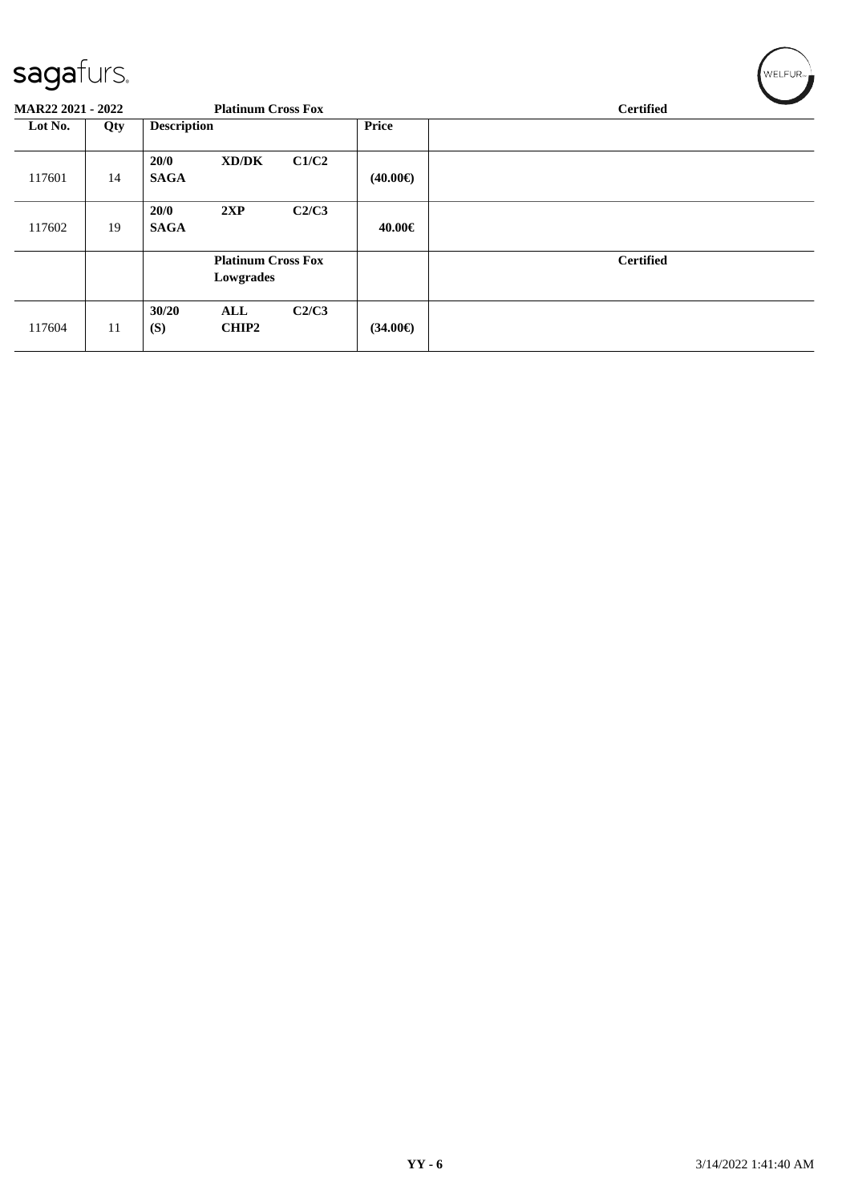sagafurs.

MAR22 2021 - 2022 — Platinum Cross Fox — Certified

| Lot No. | Qty | Description | | | Price | |
|---|---|---|---|---|---|---|
| 117601 | 14 | 20/0 SAGA | XD/DK | C1/C2 | (40.00€) | |
| 117602 | 19 | 20/0 SAGA | 2XP | C2/C3 | 40.00€ | |
| | | | Platinum Cross Fox Lowgrades | | | Certified |
| 117604 | 11 | 30/20 (S) | ALL CHIP2 | C2/C3 | (34.00€) | |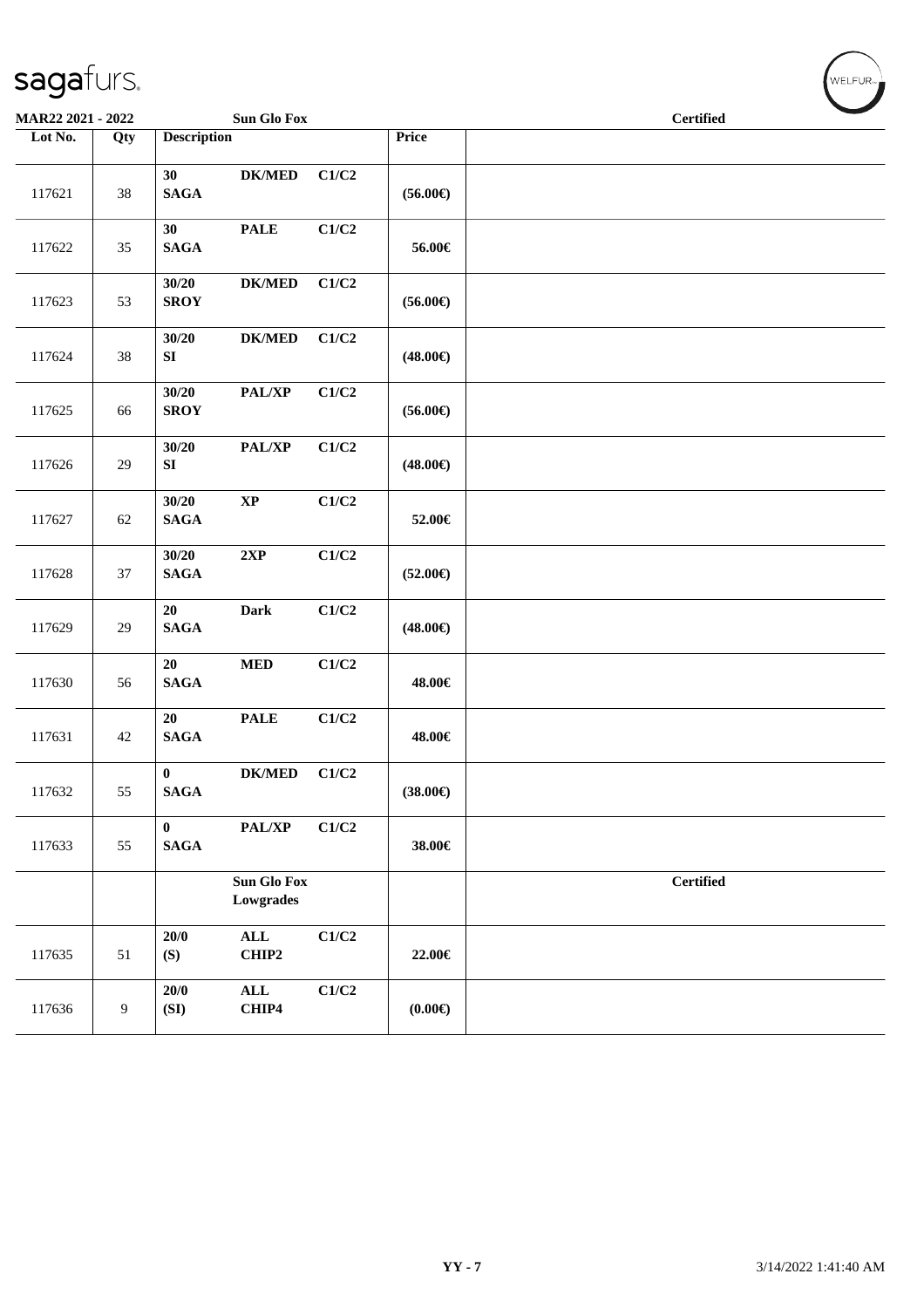**MAR22 2021 - 2022** **Sun Glo Fox** **Certified**

| Lot No. | Qty | Description | | | Price | |
|---|---|---|---|---|---|---|
| 117621 | 38 | **30 SAGA** | **DK/MED** | **C1/C2** | **(56.00€)** | |
| 117622 | 35 | **30 SAGA** | **PALE** | **C1/C2** | **56.00€** | |
| 117623 | 53 | **30/20 SROY** | **DK/MED** | **C1/C2** | **(56.00€)** | |
| 117624 | 38 | **30/20 SI** | **DK/MED** | **C1/C2** | **(48.00€)** | |
| 117625 | 66 | **30/20 SROY** | **PAL/XP** | **C1/C2** | **(56.00€)** | |
| 117626 | 29 | **30/20 SI** | **PAL/XP** | **C1/C2** | **(48.00€)** | |
| 117627 | 62 | **30/20 SAGA** | **XP** | **C1/C2** | **52.00€** | |
| 117628 | 37 | **30/20 SAGA** | **2XP** | **C1/C2** | **(52.00€)** | |
| 117629 | 29 | **20 SAGA** | **Dark** | **C1/C2** | **(48.00€)** | |
| 117630 | 56 | **20 SAGA** | **MED** | **C1/C2** | **48.00€** | |
| 117631 | 42 | **20 SAGA** | **PALE** | **C1/C2** | **48.00€** | |
| 117632 | 55 | **0 SAGA** | **DK/MED** | **C1/C2** | **(38.00€)** | |
| 117633 | 55 | **0 SAGA** | **PAL/XP** | **C1/C2** | **38.00€** | |
| | | | **Sun Glo Fox Lowgrades** | | | **Certified** |
| 117635 | 51 | **20/0 (S)** | **ALL CHIP2** | **C1/C2** | **22.00€** | |
| 117636 | 9 | **20/0 (SI)** | **ALL CHIP4** | **C1/C2** | **(0.00€)** | |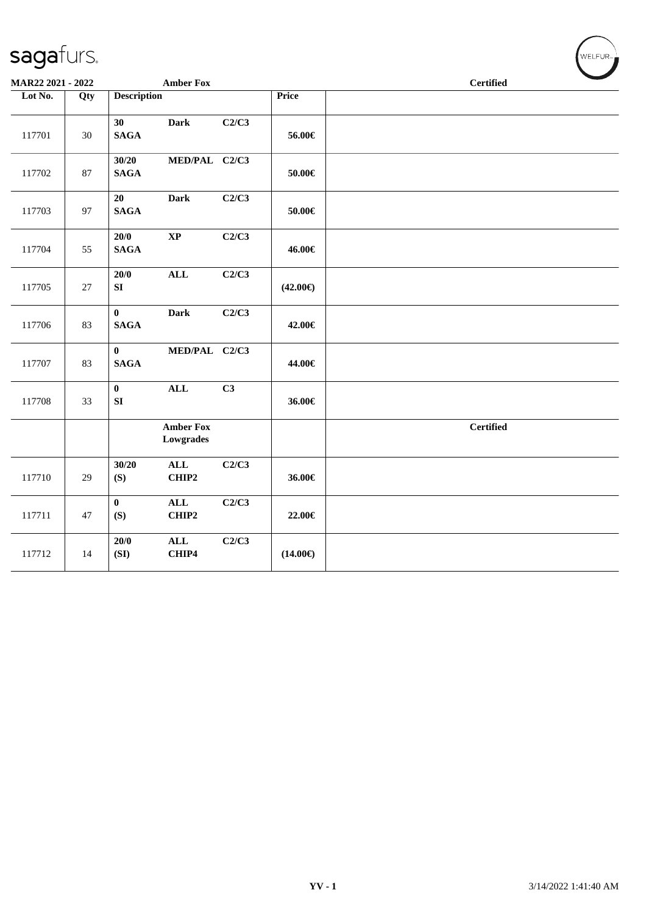**MAR22 2021 - 2022** — **Amber Fox** — **Certified**

| Lot No. | Qty | Description | | | Price | |
|---|---|---|---|---|---|---|
| 117701 | 30 | 30 SAGA | Dark | C2/C3 | 56.00€ | |
| 117702 | 87 | 30/20 SAGA | MED/PAL | C2/C3 | 50.00€ | |
| 117703 | 97 | 20 SAGA | Dark | C2/C3 | 50.00€ | |
| 117704 | 55 | 20/0 SAGA | XP | C2/C3 | 46.00€ | |
| 117705 | 27 | 20/0 SI | ALL | C2/C3 | (42.00€) | |
| 117706 | 83 | 0 SAGA | Dark | C2/C3 | 42.00€ | |
| 117707 | 83 | 0 SAGA | MED/PAL | C2/C3 | 44.00€ | |
| 117708 | 33 | 0 SI | ALL | C3 | 36.00€ | |
| | | | Amber Fox Lowgrades | | | Certified |
| 117710 | 29 | 30/20 (S) | ALL CHIP2 | C2/C3 | 36.00€ | |
| 117711 | 47 | 0 (S) | ALL CHIP2 | C2/C3 | 22.00€ | |
| 117712 | 14 | 20/0 (SI) | ALL CHIP4 | C2/C3 | (14.00€) | |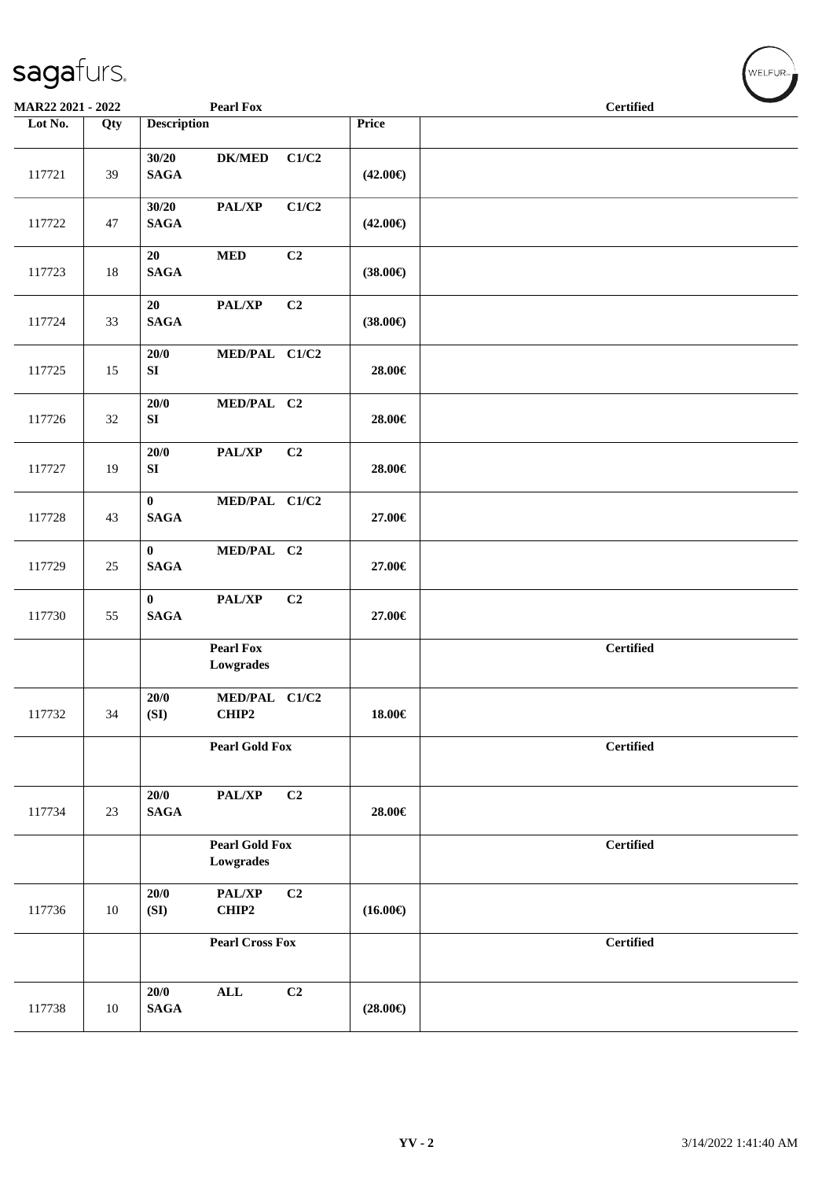MAR22 2021 - 2022 — Pearl Fox — Certified

| Lot No. | Qty | Description | Price | |
|---|---|---|---|---|
| 117721 | 39 | 30/20 DK/MED C1/C2 SAGA | (42.00€) | |
| 117722 | 47 | 30/20 PAL/XP C1/C2 SAGA | (42.00€) | |
| 117723 | 18 | 20 MED C2 SAGA | (38.00€) | |
| 117724 | 33 | 20 PAL/XP C2 SAGA | (38.00€) | |
| 117725 | 15 | 20/0 MED/PAL C1/C2 SI | 28.00€ | |
| 117726 | 32 | 20/0 MED/PAL C2 SI | 28.00€ | |
| 117727 | 19 | 20/0 PAL/XP C2 SI | 28.00€ | |
| 117728 | 43 | 0 MED/PAL C1/C2 SAGA | 27.00€ | |
| 117729 | 25 | 0 MED/PAL C2 SAGA | 27.00€ | |
| 117730 | 55 | 0 PAL/XP C2 SAGA | 27.00€ | |
| | | **Pearl Fox Lowgrades** | | **Certified** |
| 117732 | 34 | 20/0 MED/PAL C1/C2 (SI) CHIP2 | 18.00€ | |
| | | **Pearl Gold Fox** | | **Certified** |
| 117734 | 23 | 20/0 PAL/XP C2 SAGA | 28.00€ | |
| | | **Pearl Gold Fox Lowgrades** | | **Certified** |
| 117736 | 10 | 20/0 PAL/XP C2 (SI) CHIP2 | (16.00€) | |
| | | **Pearl Cross Fox** | | **Certified** |
| 117738 | 10 | 20/0 ALL C2 SAGA | (28.00€) | |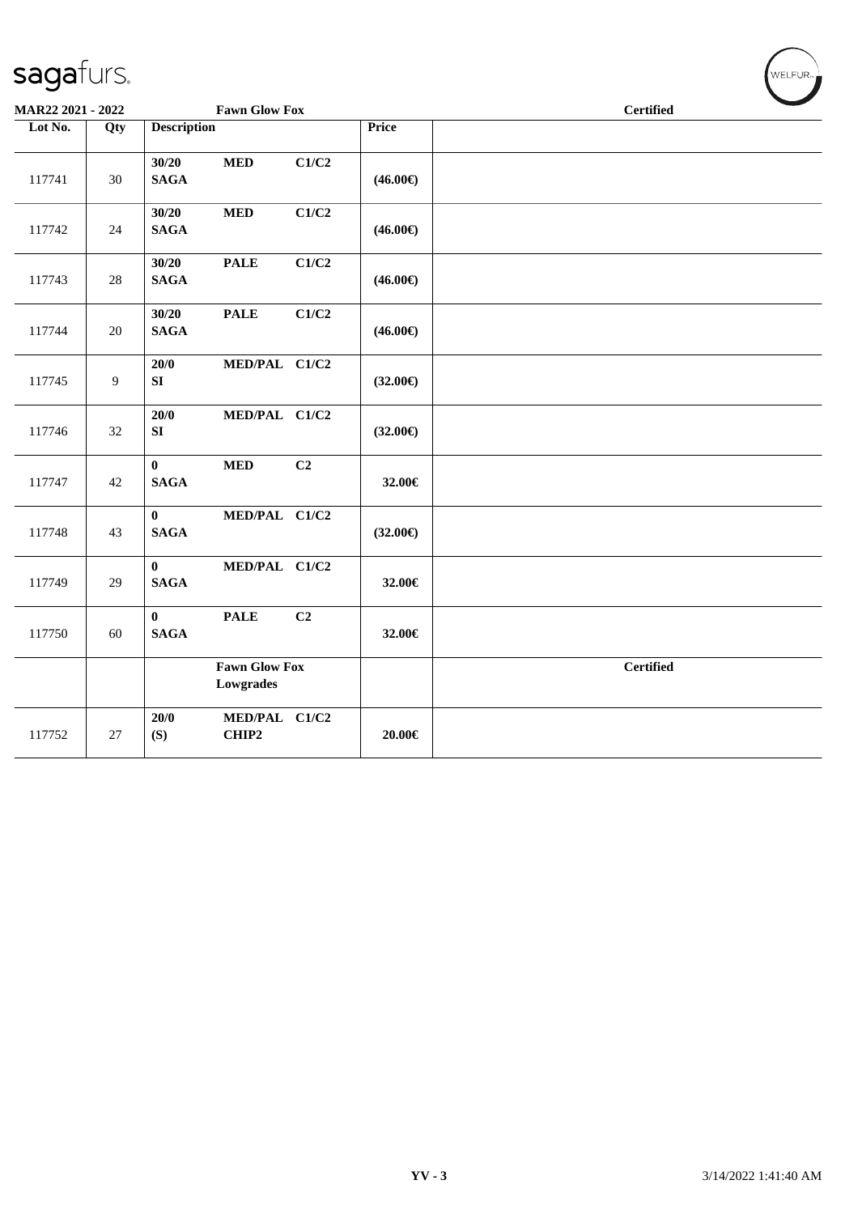| Lot No. | Qty | Description | | | Price | Certified |
|---|---|---|---|---|---|---|
| 117741 | 30 | 30/20 SAGA | MED | C1/C2 | (46.00€) | |
| 117742 | 24 | 30/20 SAGA | MED | C1/C2 | (46.00€) | |
| 117743 | 28 | 30/20 SAGA | PALE | C1/C2 | (46.00€) | |
| 117744 | 20 | 30/20 SAGA | PALE | C1/C2 | (46.00€) | |
| 117745 | 9 | 20/0 SI | MED/PAL | C1/C2 | (32.00€) | |
| 117746 | 32 | 20/0 SI | MED/PAL | C1/C2 | (32.00€) | |
| 117747 | 42 | 0 SAGA | MED | C2 | 32.00€ | |
| 117748 | 43 | 0 SAGA | MED/PAL | C1/C2 | (32.00€) | |
| 117749 | 29 | 0 SAGA | MED/PAL | C1/C2 | 32.00€ | |
| 117750 | 60 | 0 SAGA | PALE | C2 | 32.00€ | |
| | | **Fawn Glow Fox Lowgrades** | | | | **Certified** |
| 117752 | 27 | 20/0 (S) | MED/PAL CHIP2 | C1/C2 | 20.00€ | |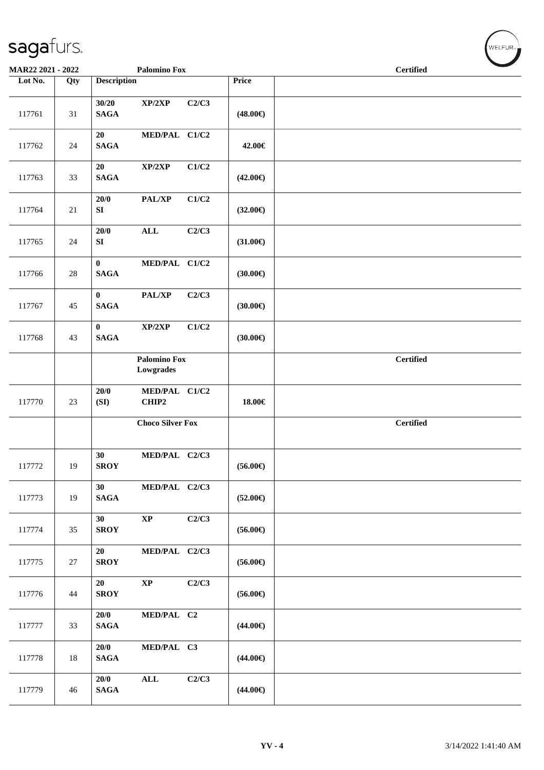**MAR22 2021 - 2022** — **Palomino Fox** — **Certified**

| Lot No. | Qty | Description | Price | |
|---|---|---|---|---|
| 117761 | 31 | 30/20 XP/2XP C2/C3 SAGA | (48.00€) | |
| 117762 | 24 | 20 MED/PAL C1/C2 SAGA | 42.00€ | |
| 117763 | 33 | 20 XP/2XP C1/C2 SAGA | (42.00€) | |
| 117764 | 21 | 20/0 PAL/XP C1/C2 SI | (32.00€) | |
| 117765 | 24 | 20/0 ALL C2/C3 SI | (31.00€) | |
| 117766 | 28 | 0 MED/PAL C1/C2 SAGA | (30.00€) | |
| 117767 | 45 | 0 PAL/XP C2/C3 SAGA | (30.00€) | |
| 117768 | 43 | 0 XP/2XP C1/C2 SAGA | (30.00€) | |
| | | **Palomino Fox Lowgrades** | | **Certified** |
| 117770 | 23 | 20/0 MED/PAL C1/C2 (SI) CHIP2 | 18.00€ | |
| | | **Choco Silver Fox** | | **Certified** |
| 117772 | 19 | 30 MED/PAL C2/C3 SROY | (56.00€) | |
| 117773 | 19 | 30 MED/PAL C2/C3 SAGA | (52.00€) | |
| 117774 | 35 | 30 XP C2/C3 SROY | (56.00€) | |
| 117775 | 27 | 20 MED/PAL C2/C3 SROY | (56.00€) | |
| 117776 | 44 | 20 XP C2/C3 SROY | (56.00€) | |
| 117777 | 33 | 20/0 MED/PAL C2 SAGA | (44.00€) | |
| 117778 | 18 | 20/0 MED/PAL C3 SAGA | (44.00€) | |
| 117779 | 46 | 20/0 ALL C2/C3 SAGA | (44.00€) | |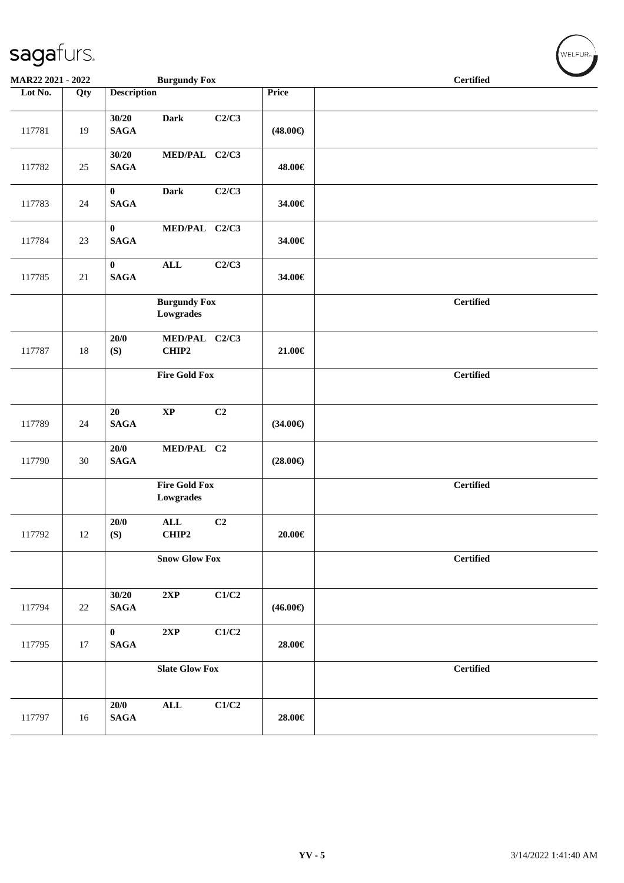**MAR22 2021 - 2022** **Burgundy Fox** **Certified**

| Lot No. | Qty | Description | Price | |
|---|---|---|---|---|
| 117781 | 19 | **30/20 Dark C2/C3 SAGA** | **(48.00€)** | |
| 117782 | 25 | **30/20 MED/PAL C2/C3 SAGA** | **48.00€** | |
| 117783 | 24 | **0 Dark C2/C3 SAGA** | **34.00€** | |
| 117784 | 23 | **0 MED/PAL C2/C3 SAGA** | **34.00€** | |
| 117785 | 21 | **0 ALL C2/C3 SAGA** | **34.00€** | |
| | | **Burgundy Fox Lowgrades** | | **Certified** |
| 117787 | 18 | **20/0 MED/PAL C2/C3 (S) CHIP2** | **21.00€** | |
| | | **Fire Gold Fox** | | **Certified** |
| 117789 | 24 | **20 XP C2 SAGA** | **(34.00€)** | |
| 117790 | 30 | **20/0 MED/PAL C2 SAGA** | **(28.00€)** | |
| | | **Fire Gold Fox Lowgrades** | | **Certified** |
| 117792 | 12 | **20/0 ALL C2 (S) CHIP2** | **20.00€** | |
| | | **Snow Glow Fox** | | **Certified** |
| 117794 | 22 | **30/20 2XP C1/C2 SAGA** | **(46.00€)** | |
| 117795 | 17 | **0 2XP C1/C2 SAGA** | **28.00€** | |
| | | **Slate Glow Fox** | | **Certified** |
| 117797 | 16 | **20/0 ALL C1/C2 SAGA** | **28.00€** | |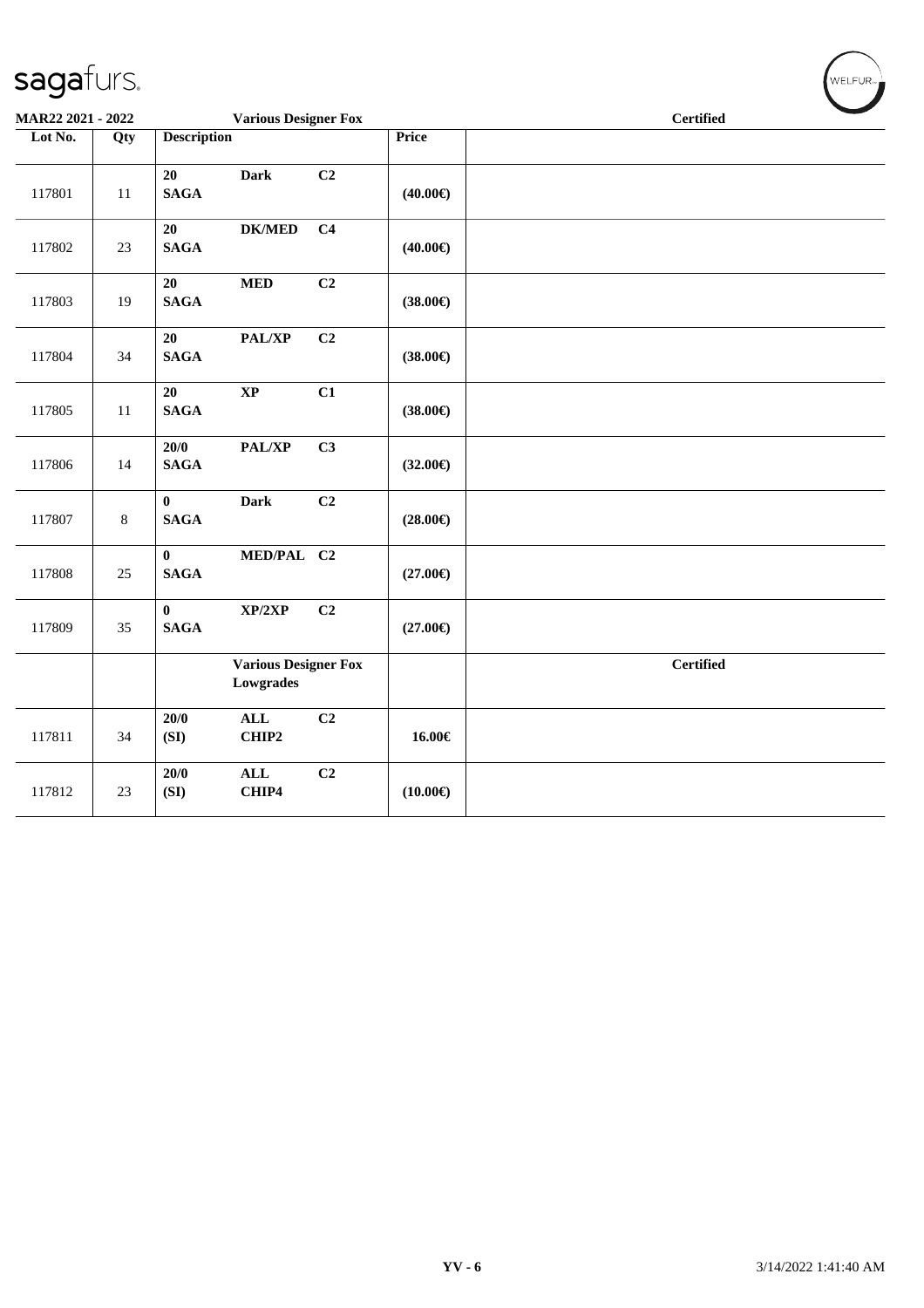**MAR22 2021 - 2022** — **Various Designer Fox** — **Certified**

| Lot No. | Qty | Description | | | Price | |
|---|---|---|---|---|---|---|
| 117801 | 11 | 20 SAGA | Dark | C2 | (40.00€) | |
| 117802 | 23 | 20 SAGA | DK/MED | C4 | (40.00€) | |
| 117803 | 19 | 20 SAGA | MED | C2 | (38.00€) | |
| 117804 | 34 | 20 SAGA | PAL/XP | C2 | (38.00€) | |
| 117805 | 11 | 20 SAGA | XP | C1 | (38.00€) | |
| 117806 | 14 | 20/0 SAGA | PAL/XP | C3 | (32.00€) | |
| 117807 | 8 | 0 SAGA | Dark | C2 | (28.00€) | |
| 117808 | 25 | 0 SAGA | MED/PAL | C2 | (27.00€) | |
| 117809 | 35 | 0 SAGA | XP/2XP | C2 | (27.00€) | |
| | | | **Various Designer Fox Lowgrades** | | | **Certified** |
| 117811 | 34 | 20/0 (SI) | ALL CHIP2 | C2 | 16.00€ | |
| 117812 | 23 | 20/0 (SI) | ALL CHIP4 | C2 | (10.00€) | |